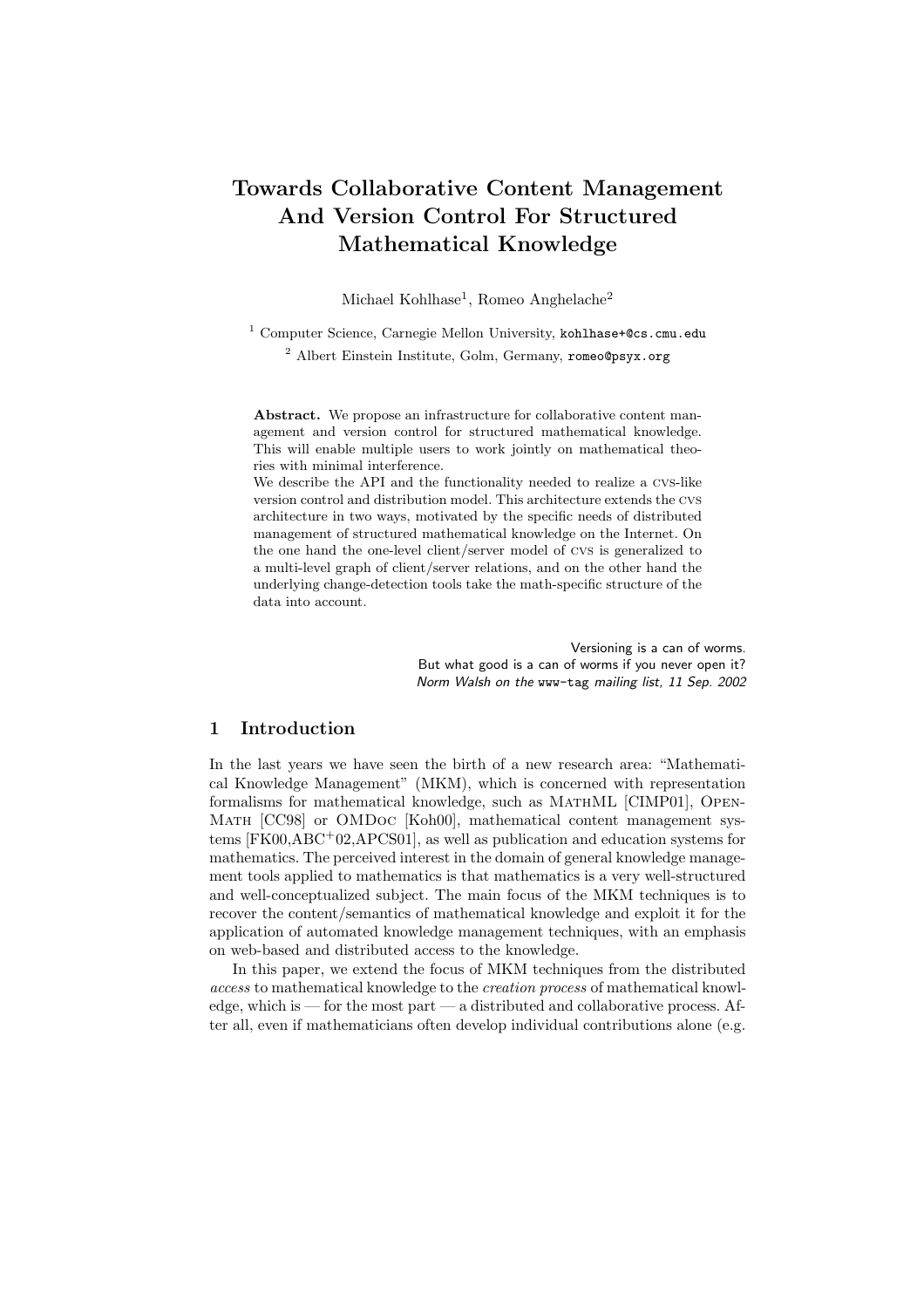# Towards Collaborative Content Management And Version Control For Structured Mathematical Knowledge

Michael Kohlhase[1], Romeo Anghelache[2]

[1] Computer Science, Carnegie Mellon University, kohlhase+@cs.cmu.edu

[2] Albert Einstein Institute, Golm, Germany, romeo@psyx.org

**Abstract.** We propose an infrastructure for collaborative content management and version control for structured mathematical knowledge. This will enable multiple users to work jointly on mathematical theories with minimal interference.

We describe the API and the functionality needed to realize a CVS-like version control and distribution model. This architecture extends the CVS architecture in two ways, motivated by the specific needs of distributed management of structured mathematical knowledge on the Internet. On the one hand the one-level client/server model of CVS is generalized to a multi-level graph of client/server relations, and on the other hand the underlying change-detection tools take the math-specific structure of the data into account.

> Versioning is a can of worms.
> But what good is a can of worms if you never open it?
> *Norm Walsh on the* www-tag *mailing list, 11 Sep. 2002*

## 1 Introduction

In the last years we have seen the birth of a new research area: "Mathematical Knowledge Management" (MKM), which is concerned with representation formalisms for mathematical knowledge, such as MathML [CIMP01], OpenMath [CC98] or OMDoc [Koh00], mathematical content management systems [FK00,ABC[+]02,APCS01], as well as publication and education systems for mathematics. The perceived interest in the domain of general knowledge management tools applied to mathematics is that mathematics is a very well-structured and well-conceptualized subject. The main focus of the MKM techniques is to recover the content/semantics of mathematical knowledge and exploit it for the application of automated knowledge management techniques, with an emphasis on web-based and distributed access to the knowledge.

In this paper, we extend the focus of MKM techniques from the distributed *access* to mathematical knowledge to the *creation process* of mathematical knowledge, which is — for the most part — a distributed and collaborative process. After all, even if mathematicians often develop individual contributions alone (e.g.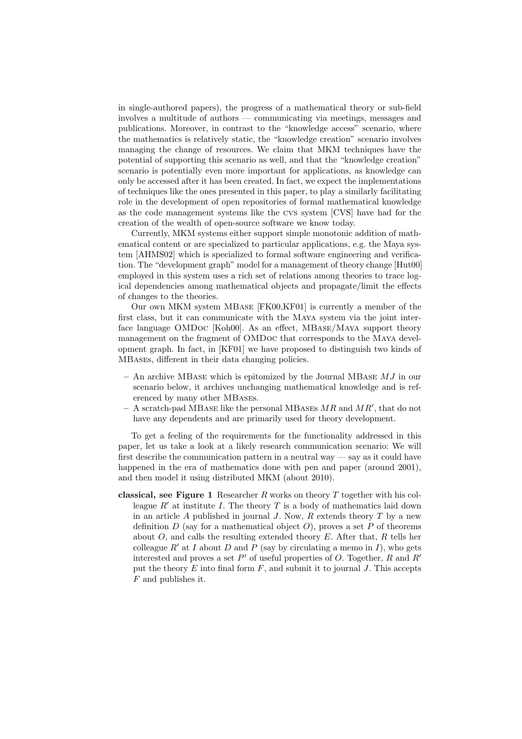in single-authored papers), the progress of a mathematical theory or sub-field involves a multitude of authors — communicating via meetings, messages and publications. Moreover, in contrast to the "knowledge access" scenario, where the mathematics is relatively static, the "knowledge creation" scenario involves managing the change of resources. We claim that MKM techniques have the potential of supporting this scenario as well, and that the "knowledge creation" scenario is potentially even more important for applications, as knowledge can only be accessed after it has been created. In fact, we expect the implementations of techniques like the ones presented in this paper, to play a similarly facilitating role in the development of open repositories of formal mathematical knowledge as the code management systems like the CVS system [CVS] have had for the creation of the wealth of open-source software we know today.

Currently, MKM systems either support simple monotonic addition of mathematical content or are specialized to particular applications, e.g. the Maya system [AHMS02] which is specialized to formal software engineering and verification. The "development graph" model for a management of theory change [Hut00] employed in this system uses a rich set of relations among theories to trace logical dependencies among mathematical objects and propagate/limit the effects of changes to the theories.

Our own MKM system MBase [FK00,KF01] is currently a member of the first class, but it can communicate with the Maya system via the joint interface language OMDoc [Koh00]. As an effect, MBase/Maya support theory management on the fragment of OMDoc that corresponds to the Maya development graph. In fact, in [KF01] we have proposed to distinguish two kinds of MBases, different in their data changing policies.

- An archive MBase which is epitomized by the Journal MBase $MJ$ in our scenario below, it archives unchanging mathematical knowledge and is referenced by many other MBases.
- A scratch-pad MBase like the personal MBases $MR$ and $MR'$, that do not have any dependents and are primarily used for theory development.

To get a feeling of the requirements for the functionality addressed in this paper, let us take a look at a likely research communication scenario: We will first describe the communication pattern in a neutral way — say as it could have happened in the era of mathematics done with pen and paper (around 2001), and then model it using distributed MKM (about 2010).

**classical, see Figure 1** Researcher $R$ works on theory $T$ together with his colleague $R'$ at institute $I$. The theory $T$ is a body of mathematics laid down in an article $A$ published in journal $J$. Now, $R$ extends theory $T$ by a new definition $D$ (say for a mathematical object $O$), proves a set $P$ of theorems about $O$, and calls the resulting extended theory $E$. After that, $R$ tells her colleague $R'$ at $I$ about $D$ and $P$ (say by circulating a memo in $I$), who gets interested and proves a set $P'$ of useful properties of $O$. Together, $R$ and $R'$ put the theory $E$ into final form $F$, and submit it to journal $J$. This accepts $F$ and publishes it.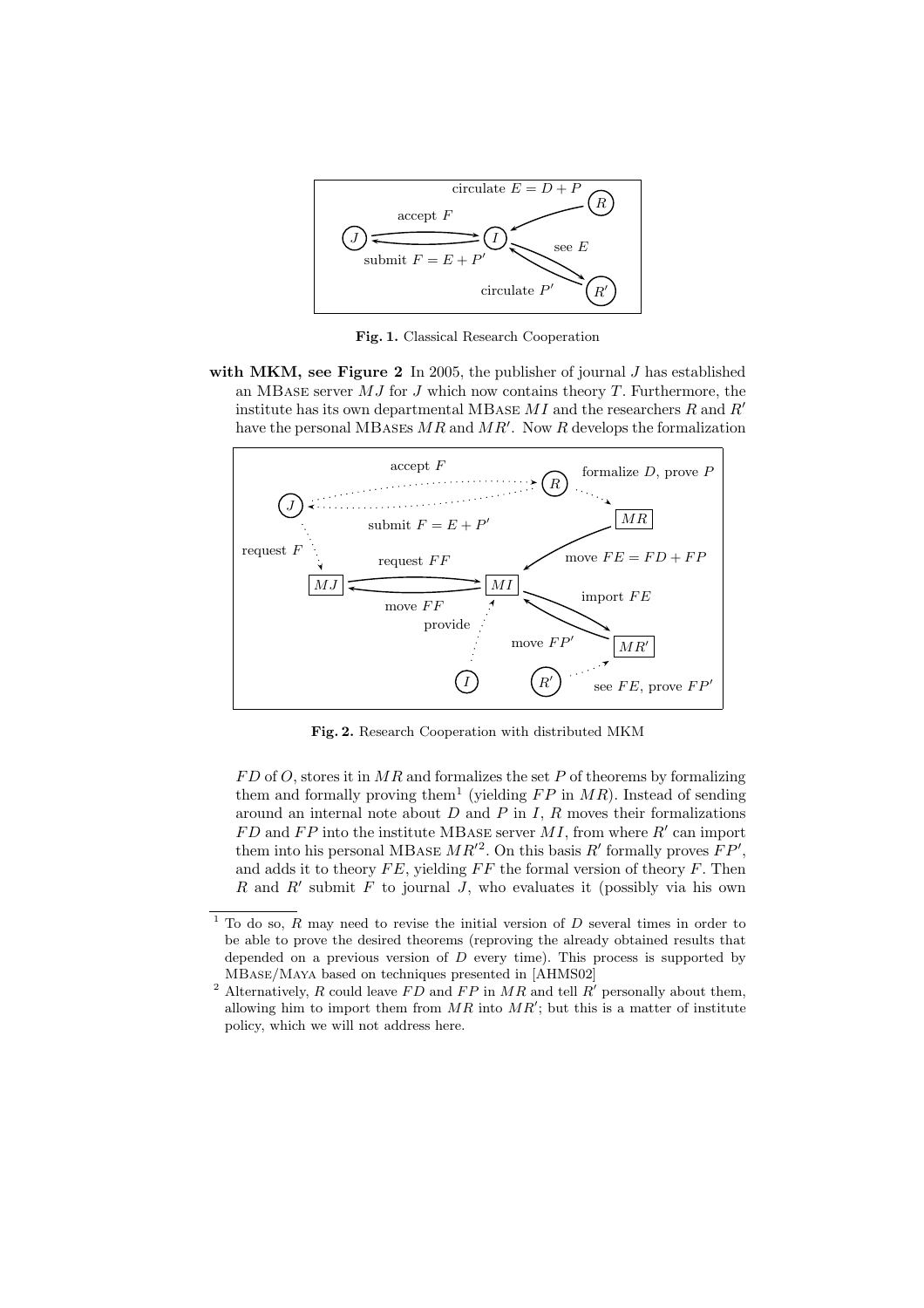**Fig. 1.** Classical Research Cooperation

**with MKM, see Figure 2** In 2005, the publisher of journal $J$ has established an MBase server $MJ$ for $J$ which now contains theory $T$. Furthermore, the institute has its own departmental MBase $MI$ and the researchers $R$ and $R'$ have the personal MBases $MR$ and $MR'$. Now $R$ develops the formalization

**Fig. 2.** Research Cooperation with distributed MKM

$FD$ of $O$, stores it in $MR$ and formalizes the set $P$ of theorems by formalizing them and formally proving them[1] (yielding $FP$ in $MR$). Instead of sending around an internal note about $D$ and $P$ in $I$, $R$ moves their formalizations $FD$ and $FP$ into the institute MBase server $MI$, from where $R'$ can import them into his personal MBase $MR'$[2]. On this basis $R'$ formally proves $FP'$, and adds it to theory $FE$, yielding $FF$ the formal version of theory $F$. Then $R$ and $R'$ submit $F$ to journal $J$, who evaluates it (possibly via his own

---

[1] To do so, $R$ may need to revise the initial version of $D$ several times in order to be able to prove the desired theorems (reproving the already obtained results that depended on a previous version of $D$ every time). This process is supported by MBase/Maya based on techniques presented in [AHMS02]

[2] Alternatively, $R$ could leave $FD$ and $FP$ in $MR$ and tell $R'$ personally about them, allowing him to import them from $MR$ into $MR'$; but this is a matter of institute policy, which we will not address here.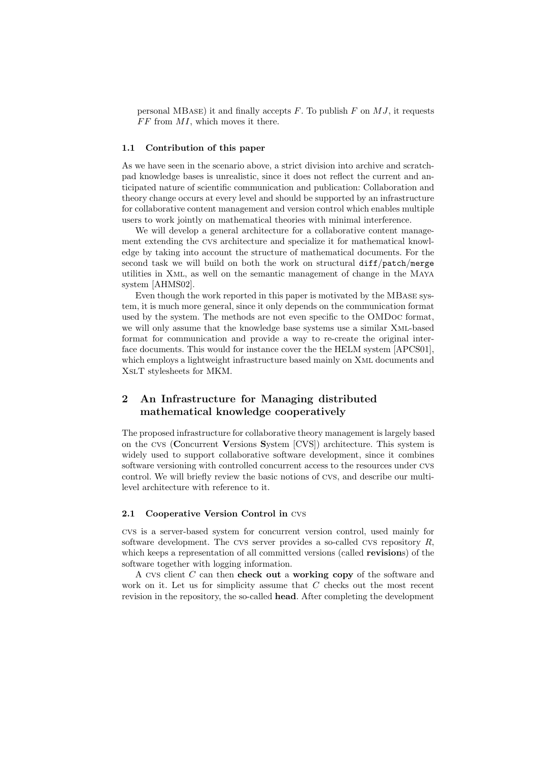personal MBase) it and finally accepts $F$. To publish $F$ on $MJ$, it requests $FF$ from $MI$, which moves it there.

### 1.1 Contribution of this paper

As we have seen in the scenario above, a strict division into archive and scratch-pad knowledge bases is unrealistic, since it does not reflect the current and anticipated nature of scientific communication and publication: Collaboration and theory change occurs at every level and should be supported by an infrastructure for collaborative content management and version control which enables multiple users to work jointly on mathematical theories with minimal interference.

We will develop a general architecture for a collaborative content management extending the cvs architecture and specialize it for mathematical knowledge by taking into account the structure of mathematical documents. For the second task we will build on both the work on structural `diff`/`patch`/`merge` utilities in Xml, as well on the semantic management of change in the Maya system [AHMS02].

Even though the work reported in this paper is motivated by the MBase system, it is much more general, since it only depends on the communication format used by the system. The methods are not even specific to the OMDoc format, we will only assume that the knowledge base systems use a similar Xml-based format for communication and provide a way to re-create the original interface documents. This would for instance cover the the HELM system [APCS01], which employs a lightweight infrastructure based mainly on Xml documents and XslT stylesheets for MKM.

## 2 An Infrastructure for Managing distributed mathematical knowledge cooperatively

The proposed infrastructure for collaborative theory management is largely based on the cvs (**C**oncurrent **V**ersions **S**ystem [CVS]) architecture. This system is widely used to support collaborative software development, since it combines software versioning with controlled concurrent access to the resources under cvs control. We will briefly review the basic notions of cvs, and describe our multi-level architecture with reference to it.

### 2.1 Cooperative Version Control in cvs

cvs is a server-based system for concurrent version control, used mainly for software development. The cvs server provides a so-called cvs repository $R$, which keeps a representation of all committed versions (called **revision**s) of the software together with logging information.

A cvs client $C$ can then **check out** a **working copy** of the software and work on it. Let us for simplicity assume that $C$ checks out the most recent revision in the repository, the so-called **head**. After completing the development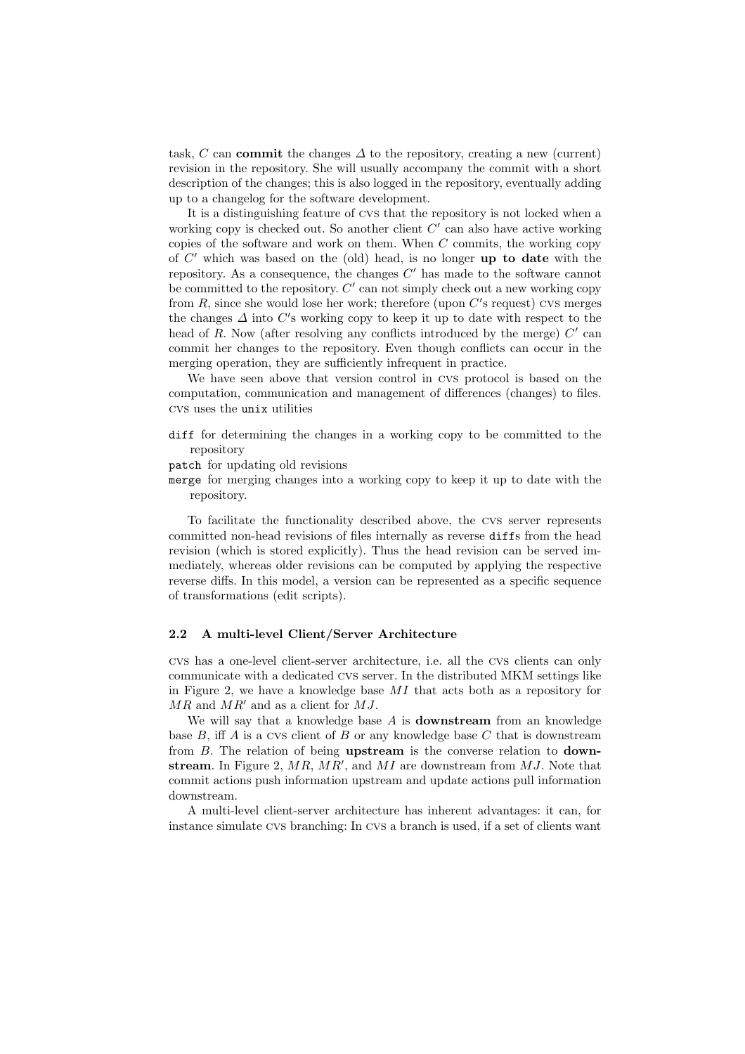task, $C$ can **commit** the changes $\Delta$ to the repository, creating a new (current) revision in the repository. She will usually accompany the commit with a short description of the changes; this is also logged in the repository, eventually adding up to a changelog for the software development.

It is a distinguishing feature of CVS that the repository is not locked when a working copy is checked out. So another client $C'$ can also have active working copies of the software and work on them. When $C$ commits, the working copy of $C'$ which was based on the (old) head, is no longer **up to date** with the repository. As a consequence, the changes $C'$ has made to the software cannot be committed to the repository. $C'$ can not simply check out a new working copy from $R$, since she would lose her work; therefore (upon $C'$s request) CVS merges the changes $\Delta$ into $C'$s working copy to keep it up to date with respect to the head of $R$. Now (after resolving any conflicts introduced by the merge) $C'$ can commit her changes to the repository. Even though conflicts can occur in the merging operation, they are sufficiently infrequent in practice.

We have seen above that version control in CVS protocol is based on the computation, communication and management of differences (changes) to files. CVS uses the `unix` utilities

- `diff` for determining the changes in a working copy to be committed to the repository
- `patch` for updating old revisions
- `merge` for merging changes into a working copy to keep it up to date with the repository.

To facilitate the functionality described above, the CVS server represents committed non-head revisions of files internally as reverse `diff`s from the head revision (which is stored explicitly). Thus the head revision can be served immediately, whereas older revisions can be computed by applying the respective reverse diffs. In this model, a version can be represented as a specific sequence of transformations (edit scripts).

### 2.2 A multi-level Client/Server Architecture

CVS has a one-level client-server architecture, i.e. all the CVS clients can only communicate with a dedicated CVS server. In the distributed MKM settings like in Figure 2, we have a knowledge base $MI$ that acts both as a repository for $MR$ and $MR'$ and as a client for $MJ$.

We will say that a knowledge base $A$ is **downstream** from an knowledge base $B$, iff $A$ is a CVS client of $B$ or any knowledge base $C$ that is downstream from $B$. The relation of being **upstream** is the converse relation to **downstream**. In Figure 2, $MR$, $MR'$, and $MI$ are downstream from $MJ$. Note that commit actions push information upstream and update actions pull information downstream.

A multi-level client-server architecture has inherent advantages: it can, for instance simulate CVS branching: In CVS a branch is used, if a set of clients want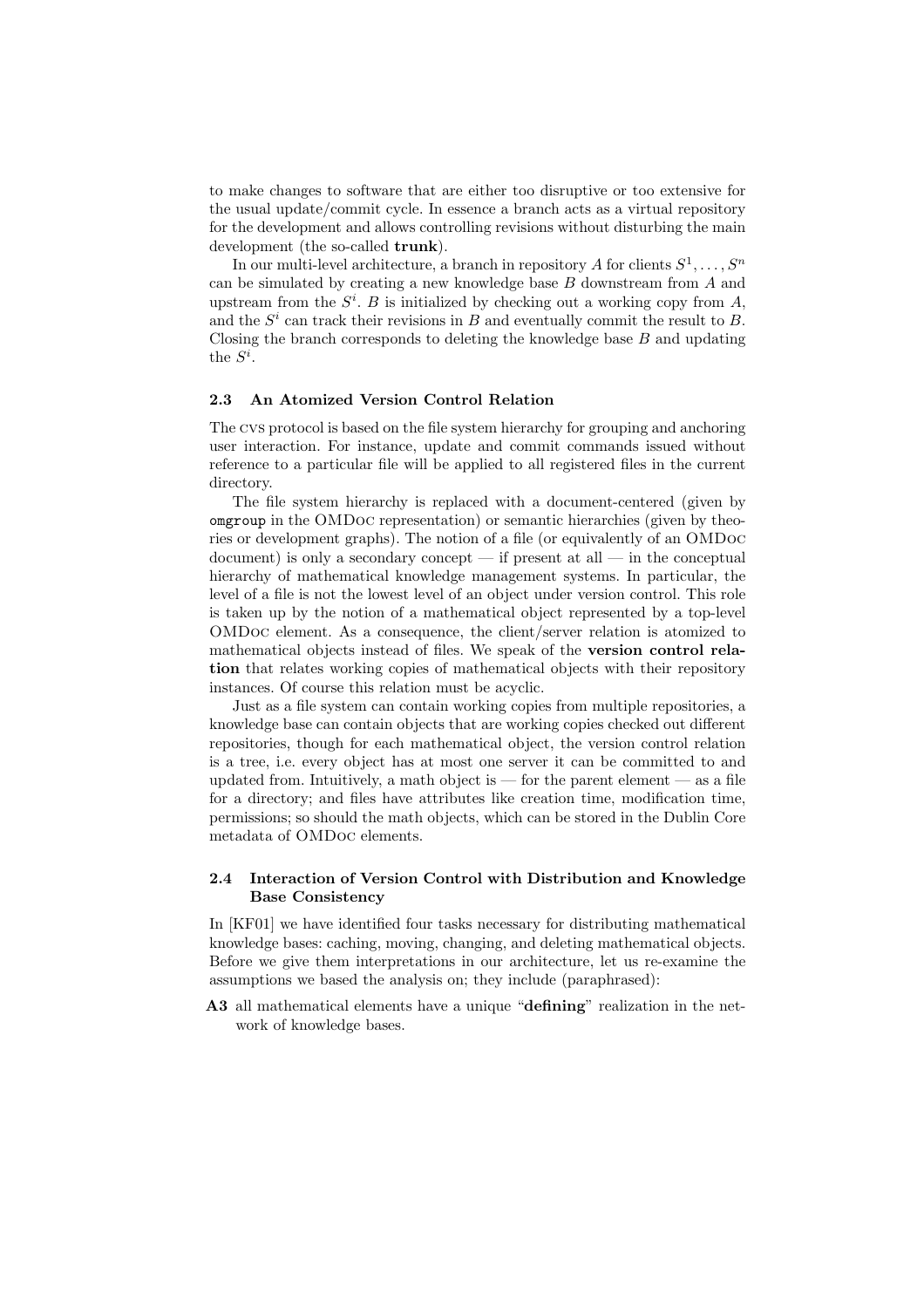to make changes to software that are either too disruptive or too extensive for the usual update/commit cycle. In essence a branch acts as a virtual repository for the development and allows controlling revisions without disturbing the main development (the so-called **trunk**).

In our multi-level architecture, a branch in repository $A$ for clients $S^1, \ldots, S^n$ can be simulated by creating a new knowledge base $B$ downstream from $A$ and upstream from the $S^i$. $B$ is initialized by checking out a working copy from $A$, and the $S^i$ can track their revisions in $B$ and eventually commit the result to $B$. Closing the branch corresponds to deleting the knowledge base $B$ and updating the $S^i$.

### 2.3 An Atomized Version Control Relation

The CVS protocol is based on the file system hierarchy for grouping and anchoring user interaction. For instance, update and commit commands issued without reference to a particular file will be applied to all registered files in the current directory.

The file system hierarchy is replaced with a document-centered (given by `omgroup` in the OMDoc representation) or semantic hierarchies (given by theories or development graphs). The notion of a file (or equivalently of an OMDoc document) is only a secondary concept — if present at all — in the conceptual hierarchy of mathematical knowledge management systems. In particular, the level of a file is not the lowest level of an object under version control. This role is taken up by the notion of a mathematical object represented by a top-level OMDoc element. As a consequence, the client/server relation is atomized to mathematical objects instead of files. We speak of the **version control relation** that relates working copies of mathematical objects with their repository instances. Of course this relation must be acyclic.

Just as a file system can contain working copies from multiple repositories, a knowledge base can contain objects that are working copies checked out different repositories, though for each mathematical object, the version control relation is a tree, i.e. every object has at most one server it can be committed to and updated from. Intuitively, a math object is — for the parent element — as a file for a directory; and files have attributes like creation time, modification time, permissions; so should the math objects, which can be stored in the Dublin Core metadata of OMDoc elements.

### 2.4 Interaction of Version Control with Distribution and Knowledge Base Consistency

In [KF01] we have identified four tasks necessary for distributing mathematical knowledge bases: caching, moving, changing, and deleting mathematical objects. Before we give them interpretations in our architecture, let us re-examine the assumptions we based the analysis on; they include (paraphrased):

**A3** all mathematical elements have a unique "**defining**" realization in the network of knowledge bases.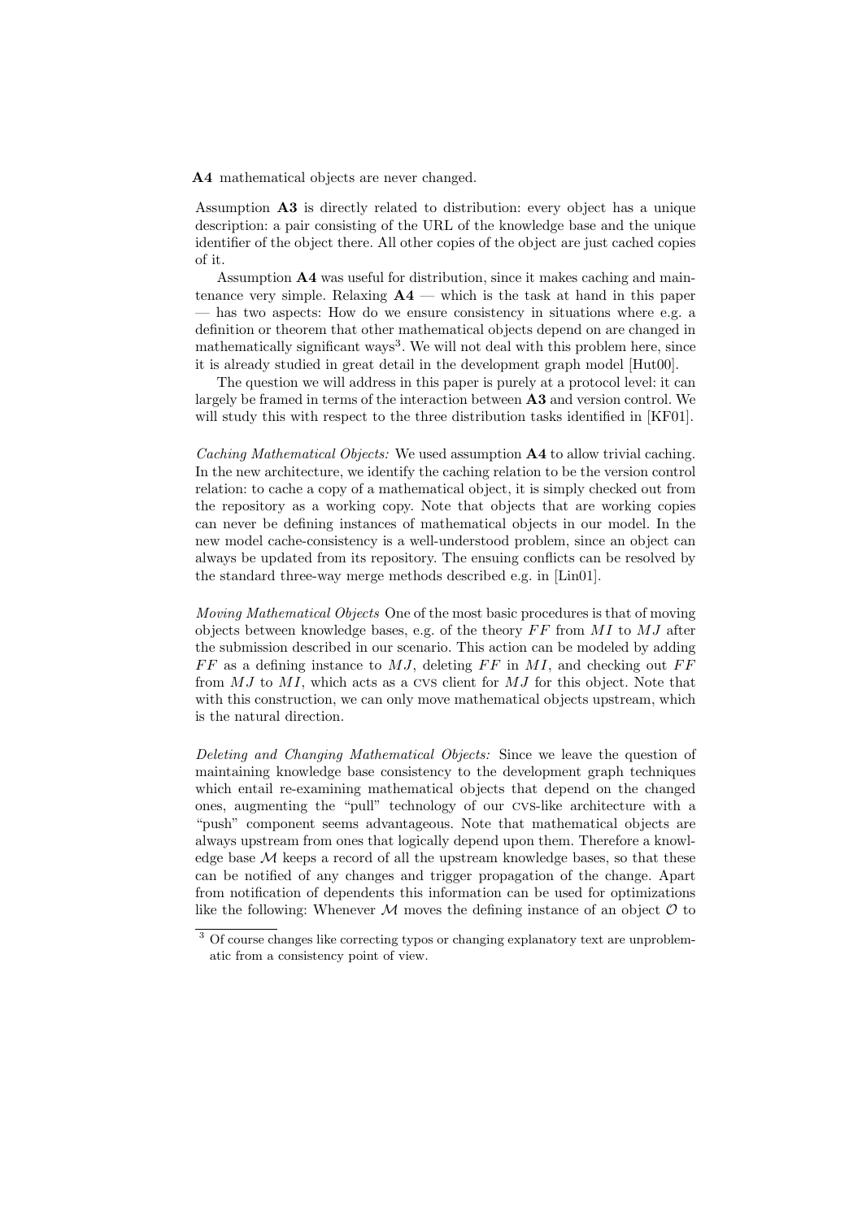**A4** mathematical objects are never changed.

Assumption **A3** is directly related to distribution: every object has a unique description: a pair consisting of the URL of the knowledge base and the unique identifier of the object there. All other copies of the object are just cached copies of it.

Assumption **A4** was useful for distribution, since it makes caching and maintenance very simple. Relaxing **A4** — which is the task at hand in this paper — has two aspects: How do we ensure consistency in situations where e.g. a definition or theorem that other mathematical objects depend on are changed in mathematically significant ways[3]. We will not deal with this problem here, since it is already studied in great detail in the development graph model [Hut00].

The question we will address in this paper is purely at a protocol level: it can largely be framed in terms of the interaction between **A3** and version control. We will study this with respect to the three distribution tasks identified in [KF01].

*Caching Mathematical Objects:* We used assumption **A4** to allow trivial caching. In the new architecture, we identify the caching relation to be the version control relation: to cache a copy of a mathematical object, it is simply checked out from the repository as a working copy. Note that objects that are working copies can never be defining instances of mathematical objects in our model. In the new model cache-consistency is a well-understood problem, since an object can always be updated from its repository. The ensuing conflicts can be resolved by the standard three-way merge methods described e.g. in [Lin01].

*Moving Mathematical Objects* One of the most basic procedures is that of moving objects between knowledge bases, e.g. of the theory $FF$ from $MI$ to $MJ$ after the submission described in our scenario. This action can be modeled by adding $FF$ as a defining instance to $MJ$, deleting $FF$ in $MI$, and checking out $FF$ from $MJ$ to $MI$, which acts as a CVS client for $MJ$ for this object. Note that with this construction, we can only move mathematical objects upstream, which is the natural direction.

*Deleting and Changing Mathematical Objects:* Since we leave the question of maintaining knowledge base consistency to the development graph techniques which entail re-examining mathematical objects that depend on the changed ones, augmenting the "pull" technology of our CVS-like architecture with a "push" component seems advantageous. Note that mathematical objects are always upstream from ones that logically depend upon them. Therefore a knowledge base $\mathcal{M}$ keeps a record of all the upstream knowledge bases, so that these can be notified of any changes and trigger propagation of the change. Apart from notification of dependents this information can be used for optimizations like the following: Whenever $\mathcal{M}$ moves the defining instance of an object $\mathcal{O}$ to

[3] Of course changes like correcting typos or changing explanatory text are unproblematic from a consistency point of view.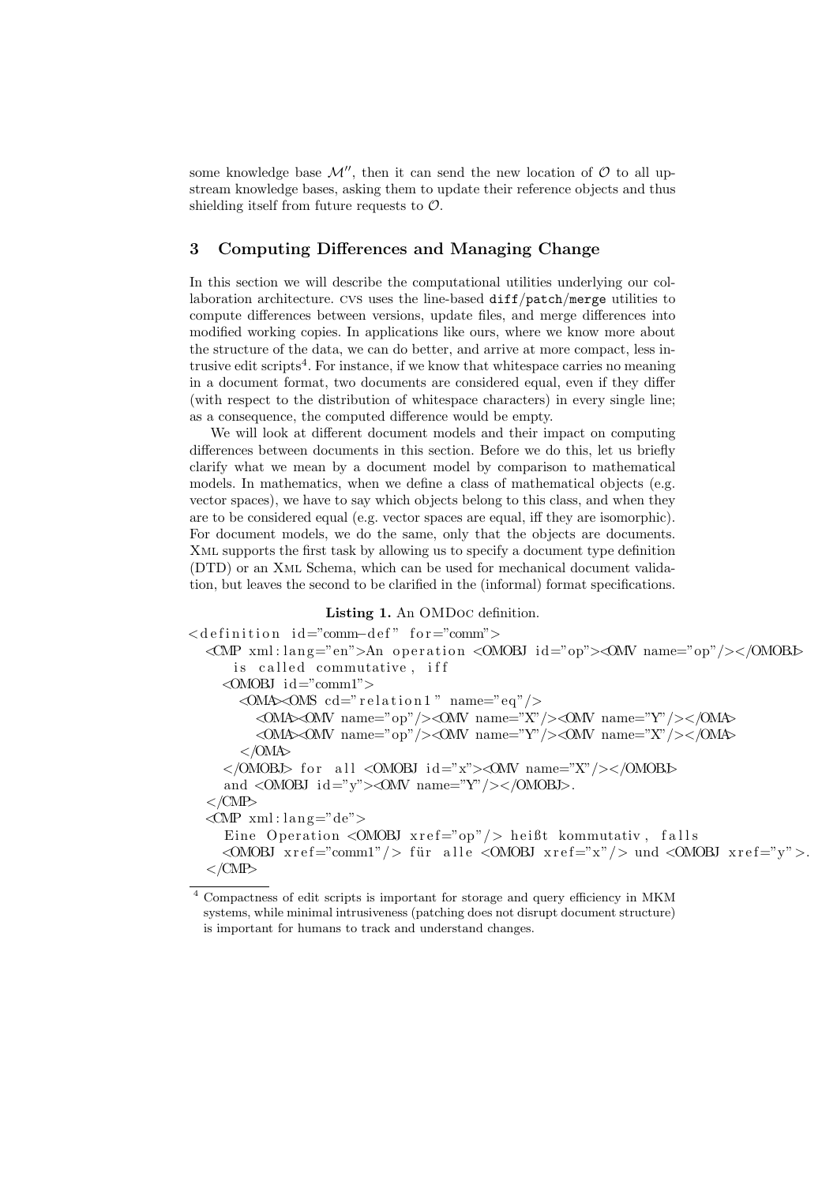some knowledge base $\mathcal{M}''$, then it can send the new location of $\mathcal{O}$ to all upstream knowledge bases, asking them to update their reference objects and thus shielding itself from future requests to $\mathcal{O}$.

## 3 Computing Differences and Managing Change

In this section we will describe the computational utilities underlying our collaboration architecture. CVS uses the line-based `diff`/`patch`/`merge` utilities to compute differences between versions, update files, and merge differences into modified working copies. In applications like ours, where we know more about the structure of the data, we can do better, and arrive at more compact, less intrusive edit scripts[4]. For instance, if we know that whitespace carries no meaning in a document format, two documents are considered equal, even if they differ (with respect to the distribution of whitespace characters) in every single line; as a consequence, the computed difference would be empty.

We will look at different document models and their impact on computing differences between documents in this section. Before we do this, let us briefly clarify what we mean by a document model by comparison to mathematical models. In mathematics, when we define a class of mathematical objects (e.g. vector spaces), we have to say which objects belong to this class, and when they are to be considered equal (e.g. vector spaces are equal, iff they are isomorphic). For document models, we do the same, only that the objects are documents. XML supports the first task by allowing us to specify a document type definition (DTD) or an XML Schema, which can be used for mechanical document validation, but leaves the second to be clarified in the (informal) format specifications.

**Listing 1.** An OMDoc definition.

```
<definition id="comm-def" for="comm">
  <CMP xml:lang="en">An operation <OMOBJ id="op"><OMV name="op"/></OMOBJ>
      is called commutative, iff
    <OMOBJ id="comm1">
      <OMA><OMS cd="relation1" name="eq"/>
        <OMA><OMV name="op"/><OMV name="X"/><OMV name="Y"/></OMA>
        <OMA><OMV name="op"/><OMV name="Y"/><OMV name="X"/></OMA>
      </OMA>
    </OMOBJ> for all <OMOBJ id="x"><OMV name="X"/></OMOBJ>
    and <OMOBJ id="y"><OMV name="Y"/></OMOBJ>.
  </CMP>
  <CMP xml:lang="de">
    Eine Operation <OMOBJ xref="op"/> heißt kommutativ, falls
    <OMOBJ xref="comm1"/> für alle <OMOBJ xref="x"/> und <OMOBJ xref="y">.
  </CMP>
```

[4] Compactness of edit scripts is important for storage and query efficiency in MKM systems, while minimal intrusiveness (patching does not disrupt document structure) is important for humans to track and understand changes.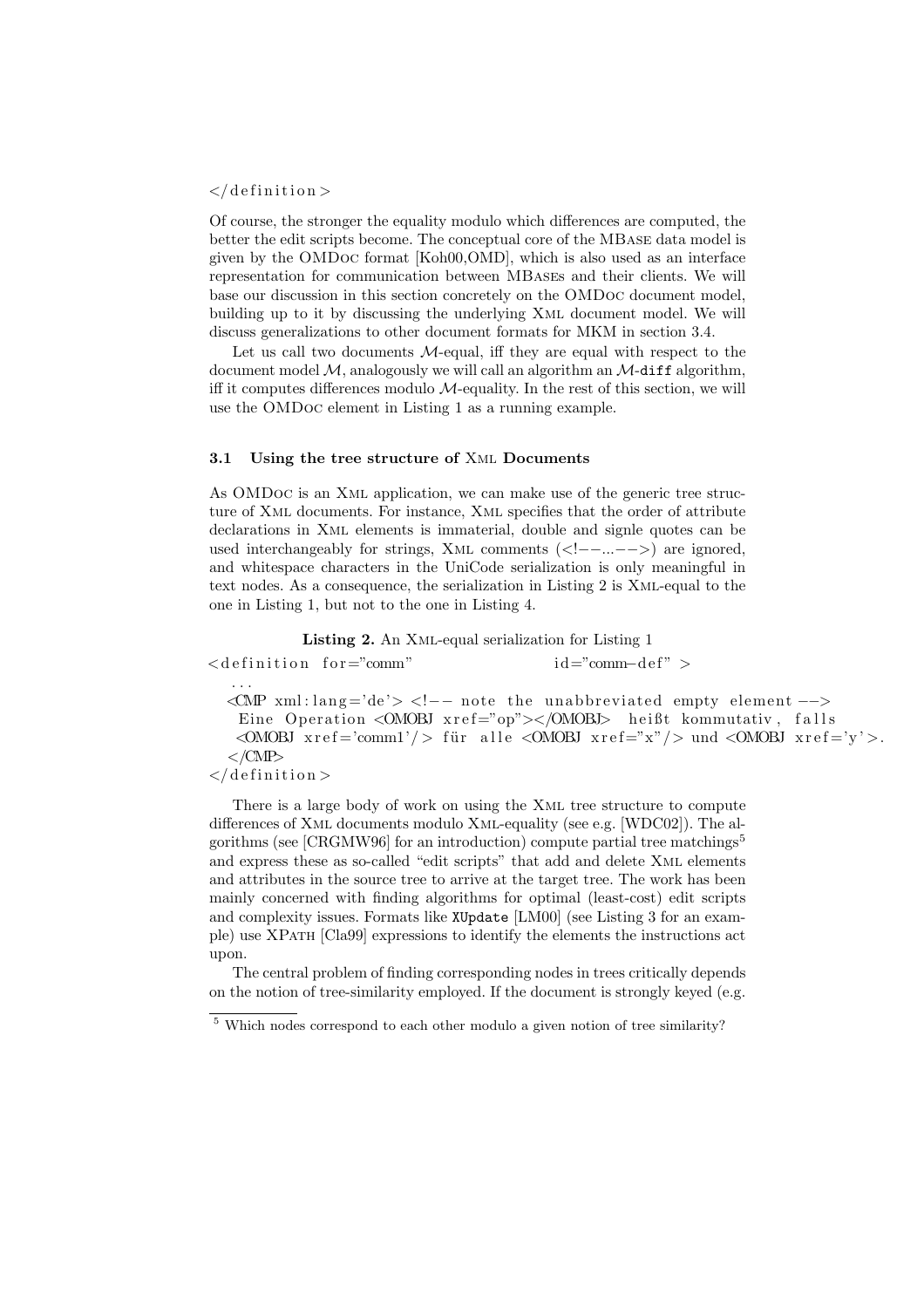```
</definition>
```

Of course, the stronger the equality modulo which differences are computed, the better the edit scripts become. The conceptual core of the MBase data model is given by the OMDoc format [Koh00,OMD], which is also used as an interface representation for communication between MBases and their clients. We will base our discussion in this section concretely on the OMDoc document model, building up to it by discussing the underlying Xml document model. We will discuss generalizations to other document formats for MKM in section 3.4.

Let us call two documents $\mathcal{M}$-equal, iff they are equal with respect to the document model $\mathcal{M}$, analogously we will call an algorithm an $\mathcal{M}$-`diff` algorithm, iff it computes differences modulo $\mathcal{M}$-equality. In the rest of this section, we will use the OMDoc element in Listing 1 as a running example.

### 3.1 Using the tree structure of Xml Documents

As OMDoc is an Xml application, we can make use of the generic tree structure of Xml documents. For instance, Xml specifies that the order of attribute declarations in Xml elements is immaterial, double and signle quotes can be used interchangeably for strings, Xml comments (<!--...-->) are ignored, and whitespace characters in the UniCode serialization is only meaningful in text nodes. As a consequence, the serialization in Listing 2 is Xml-equal to the one in Listing 1, but not to the one in Listing 4.

**Listing 2.** An Xml-equal serialization for Listing 1

```
<definition for="comm"                    id="comm-def" >
  ...
  <CMP xml:lang='de'> <!-- note the unabbreviated empty element -->
   Eine Operation <OMOBJ xref="op"></OMOBJ>  heißt kommutativ, falls
   <OMOBJ xref='comm1'/> für alle <OMOBJ xref="x"/> und <OMOBJ xref='y'>.
  </CMP>
</definition>
```

There is a large body of work on using the Xml tree structure to compute differences of Xml documents modulo Xml-equality (see e.g. [WDC02]). The algorithms (see [CRGMW96] for an introduction) compute partial tree matchings[5] and express these as so-called "edit scripts" that add and delete Xml elements and attributes in the source tree to arrive at the target tree. The work has been mainly concerned with finding algorithms for optimal (least-cost) edit scripts and complexity issues. Formats like `XUpdate` [LM00] (see Listing 3 for an example) use XPath [Cla99] expressions to identify the elements the instructions act upon.

The central problem of finding corresponding nodes in trees critically depends on the notion of tree-similarity employed. If the document is strongly keyed (e.g.

[5] Which nodes correspond to each other modulo a given notion of tree similarity?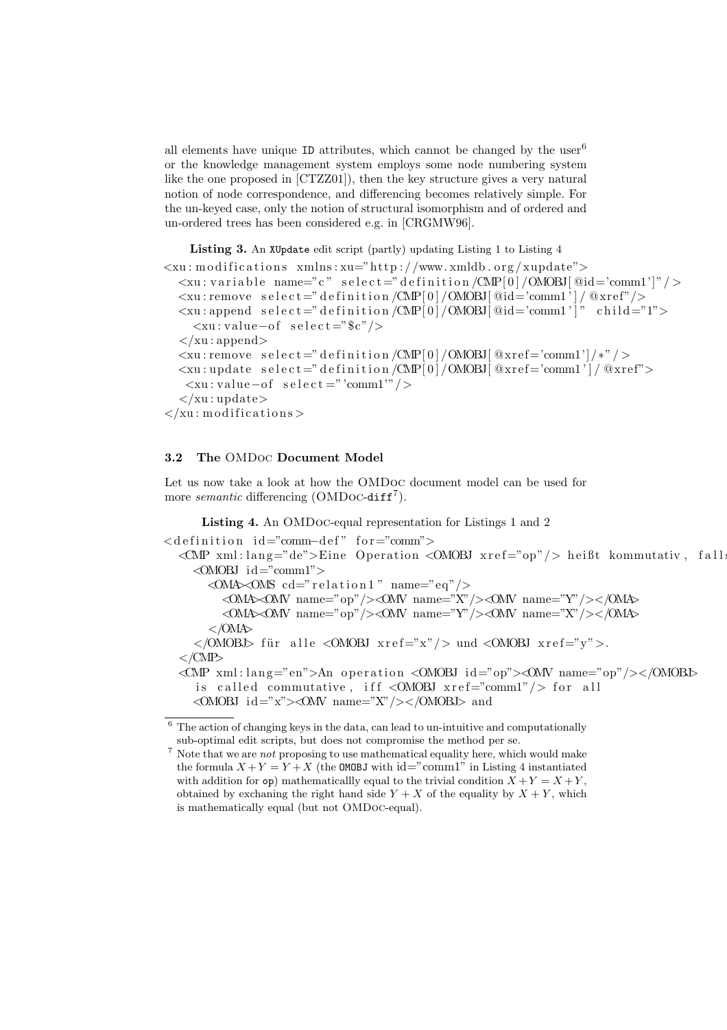all elements have unique ID attributes, which cannot be changed by the user[6] or the knowledge management system employs some node numbering system like the one proposed in [CTZZ01]), then the key structure gives a very natural notion of node correspondence, and differencing becomes relatively simple. For the un-keyed case, only the notion of structural isomorphism and of ordered and un-ordered trees has been considered e.g. in [CRGMW96].

**Listing 3.** An XUpdate edit script (partly) updating Listing 1 to Listing 4

```
<xu:modifications xmlns:xu="http://www.xmldb.org/xupdate">
  <xu:variable name="c" select="definition/CMP[0]/OMOBJ[@id='comm1']"/>
  <xu:remove select="definition/CMP[0]/OMOBJ[@id='comm1']/@xref"/>
  <xu:append select="definition/CMP[0]/OMOBJ[@id='comm1']" child="1">
    <xu:value-of select="$c"/>
  </xu:append>
  <xu:remove select="definition/CMP[0]/OMOBJ[@xref='comm1']/*"/>
  <xu:update select="definition/CMP[0]/OMOBJ[@xref='comm1']/@xref">
   <xu:value-of select="'comm1'"/>
  </xu:update>
</xu:modifications>
```

### 3.2 The OMDoc Document Model

Let us now take a look at how the OMDoc document model can be used for more *semantic* differencing (OMDoc-diff[7]).

**Listing 4.** An OMDoc-equal representation for Listings 1 and 2

```
<definition id="comm-def" for="comm">
  <CMP xml:lang="de">Eine Operation <OMOBJ xref="op"/> heißt kommutativ, falls
    <OMOBJ id="comm1">
      <OMA><OMS cd="relation1" name="eq"/>
        <OMA><OMV name="op"/><OMV name="X"/><OMV name="Y"/></OMA>
        <OMA><OMV name="op"/><OMV name="Y"/><OMV name="X"/></OMA>
      </OMA>
    </OMOBJ> für alle <OMOBJ xref="x"/> und <OMOBJ xref="y">.
  </CMP>
  <CMP xml:lang="en">An operation <OMOBJ id="op"><OMV name="op"/></OMOBJ>
    is called commutative, iff <OMOBJ xref="comm1"/> for all
    <OMOBJ id="x"><OMV name="X"/></OMOBJ> and
```

---

[6] The action of changing keys in the data, can lead to un-intuitive and computationally sub-optimal edit scripts, but does not compromise the method per se.

[7] Note that we are *not* proposing to use mathematical equality here, which would make the formula $X+Y=Y+X$ (the OMOBJ with id="comm1" in Listing 4 instantiated with addition for op) mathematicallly equal to the trivial condition $X+Y=X+Y$, obtained by exchaning the right hand side $Y+X$ of the equality by $X+Y$, which is mathematically equal (but not OMDoc-equal).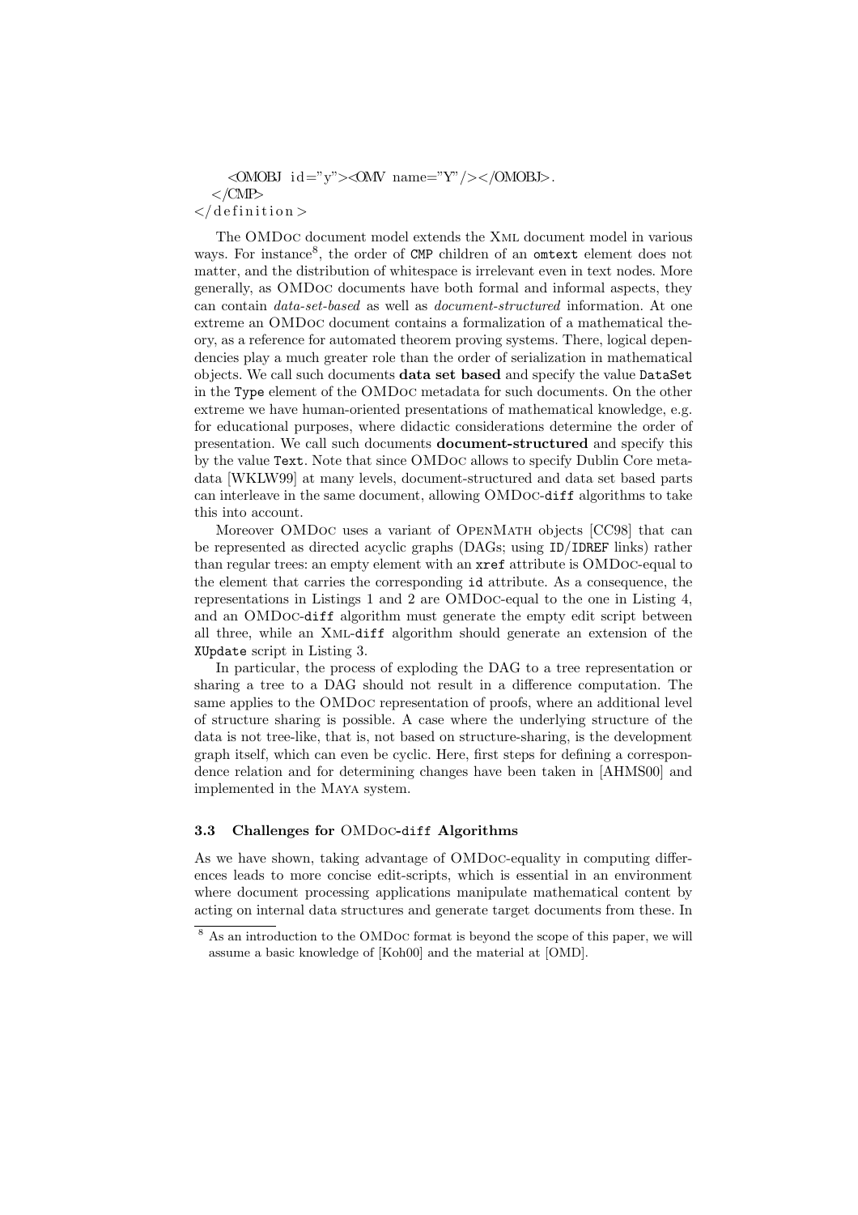```
    <OMOBJ id="y"><OMV name="Y"/></OMOBJ>.
  </CMP>
</definition>
```

The OMDoc document model extends the Xml document model in various ways. For instance[8], the order of CMP children of an omtext element does not matter, and the distribution of whitespace is irrelevant even in text nodes. More generally, as OMDoc documents have both formal and informal aspects, they can contain *data-set-based* as well as *document-structured* information. At one extreme an OMDoc document contains a formalization of a mathematical theory, as a reference for automated theorem proving systems. There, logical dependencies play a much greater role than the order of serialization in mathematical objects. We call such documents **data set based** and specify the value `DataSet` in the `Type` element of the OMDoc metadata for such documents. On the other extreme we have human-oriented presentations of mathematical knowledge, e.g. for educational purposes, where didactic considerations determine the order of presentation. We call such documents **document-structured** and specify this by the value `Text`. Note that since OMDoc allows to specify Dublin Core metadata [WKLW99] at many levels, document-structured and data set based parts can interleave in the same document, allowing OMDoc-`diff` algorithms to take this into account.

Moreover OMDoc uses a variant of OpenMath objects [CC98] that can be represented as directed acyclic graphs (DAGs; using `ID`/`IDREF` links) rather than regular trees: an empty element with an `xref` attribute is OMDoc-equal to the element that carries the corresponding `id` attribute. As a consequence, the representations in Listings 1 and 2 are OMDoc-equal to the one in Listing 4, and an OMDoc-`diff` algorithm must generate the empty edit script between all three, while an Xml-`diff` algorithm should generate an extension of the `XUpdate` script in Listing 3.

In particular, the process of exploding the DAG to a tree representation or sharing a tree to a DAG should not result in a difference computation. The same applies to the OMDoc representation of proofs, where an additional level of structure sharing is possible. A case where the underlying structure of the data is not tree-like, that is, not based on structure-sharing, is the development graph itself, which can even be cyclic. Here, first steps for defining a correspondence relation and for determining changes have been taken in [AHMS00] and implemented in the Maya system.

### 3.3 Challenges for OMDoc-`diff` Algorithms

As we have shown, taking advantage of OMDoc-equality in computing differences leads to more concise edit-scripts, which is essential in an environment where document processing applications manipulate mathematical content by acting on internal data structures and generate target documents from these. In

[8] As an introduction to the OMDoc format is beyond the scope of this paper, we will assume a basic knowledge of [Koh00] and the material at [OMD].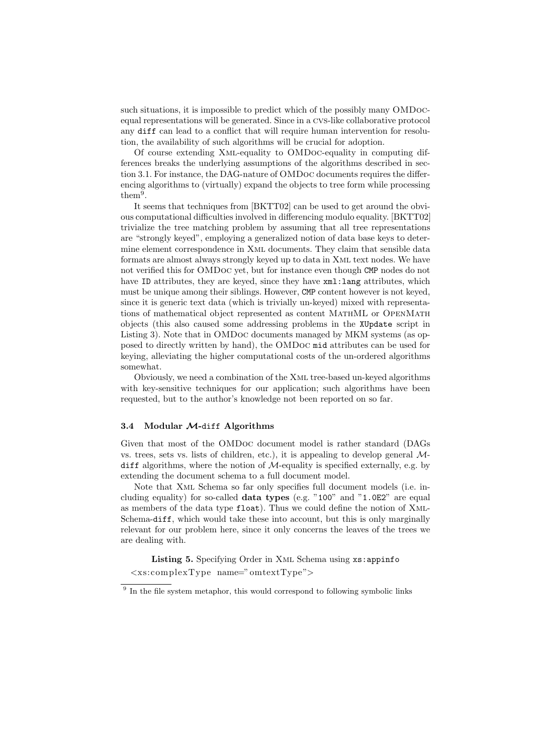such situations, it is impossible to predict which of the possibly many OMDoc-equal representations will be generated. Since in a cvs-like collaborative protocol any `diff` can lead to a conflict that will require human intervention for resolution, the availability of such algorithms will be crucial for adoption.

Of course extending Xml-equality to OMDoc-equality in computing differences breaks the underlying assumptions of the algorithms described in section 3.1. For instance, the DAG-nature of OMDoc documents requires the differencing algorithms to (virtually) expand the objects to tree form while processing them[9].

It seems that techniques from [BKTT02] can be used to get around the obvious computational difficulties involved in differencing modulo equality. [BKTT02] trivialize the tree matching problem by assuming that all tree representations are "strongly keyed", employing a generalized notion of data base keys to determine element correspondence in Xml documents. They claim that sensible data formats are almost always strongly keyed up to data in Xml text nodes. We have not verified this for OMDoc yet, but for instance even though `CMP` nodes do not have `ID` attributes, they are keyed, since they have `xml:lang` attributes, which must be unique among their siblings. However, `CMP` content however is not keyed, since it is generic text data (which is trivially un-keyed) mixed with representations of mathematical object represented as content MathML or OpenMath objects (this also caused some addressing problems in the `XUpdate` script in Listing 3). Note that in OMDoc documents managed by MKM systems (as opposed to directly written by hand), the OMDoc `mid` attributes can be used for keying, alleviating the higher computational costs of the un-ordered algorithms somewhat.

Obviously, we need a combination of the Xml tree-based un-keyed algorithms with key-sensitive techniques for our application; such algorithms have been requested, but to the author's knowledge not been reported on so far.

### 3.4 Modular $\mathcal{M}$-`diff` Algorithms

Given that most of the OMDoc document model is rather standard (DAGs vs. trees, sets vs. lists of children, etc.), it is appealing to develop general $\mathcal{M}$-`diff` algorithms, where the notion of $\mathcal{M}$-equality is specified externally, e.g. by extending the document schema to a full document model.

Note that Xml Schema so far only specifies full document models (i.e. including equality) for so-called **data types** (e.g. "`100`" and "`1.0E2`" are equal as members of the data type `float`). Thus we could define the notion of Xml-Schema-`diff`, which would take these into account, but this is only marginally relevant for our problem here, since it only concerns the leaves of the trees we are dealing with.

**Listing 5.** Specifying Order in Xml Schema using `xs:appinfo`

```
<xs:complexType name="omtextType">
```

[9] In the file system metaphor, this would correspond to following symbolic links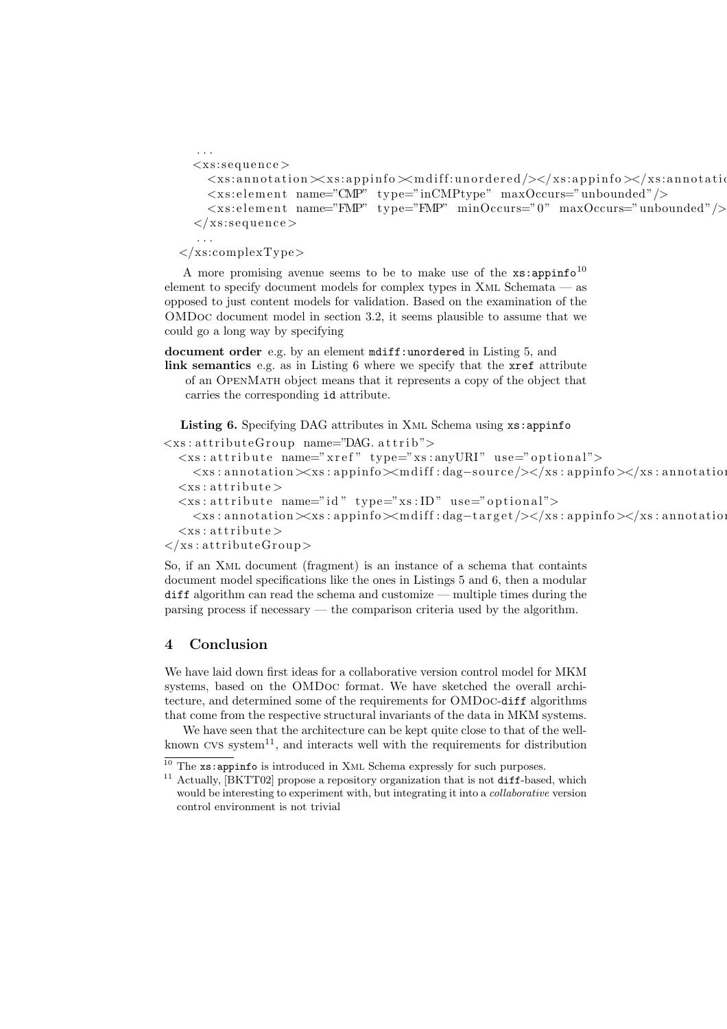```
  ...
  <xs:sequence>
    <xs:annotation><xs:appinfo><mdiff:unordered/></xs:appinfo></xs:annotatio
    <xs:element name="CMP" type="inCMPtype" maxOccurs="unbounded"/>
    <xs:element name="FMP" type="FMP" minOccurs="0" maxOccurs="unbounded"/>
  </xs:sequence>
  ...
</xs:complexType>
```

A more promising avenue seems to be to make use of the `xs:appinfo`[10] element to specify document models for complex types in XML Schemata — as opposed to just content models for validation. Based on the examination of the OMDoc document model in section 3.2, it seems plausible to assume that we could go a long way by specifying

**document order** e.g. by an element `mdiff:unordered` in Listing 5, and

**link semantics** e.g. as in Listing 6 where we specify that the `xref` attribute of an OpenMath object means that it represents a copy of the object that carries the corresponding `id` attribute.

**Listing 6.** Specifying DAG attributes in XML Schema using `xs:appinfo`

```
<xs:attributeGroup name="DAG.attrib">
  <xs:attribute name="xref" type="xs:anyURI" use="optional">
    <xs:annotation><xs:appinfo><mdiff:dag-source/></xs:appinfo></xs:annotation
  <xs:attribute>
  <xs:attribute name="id" type="xs:ID" use="optional">
    <xs:annotation><xs:appinfo><mdiff:dag-target/></xs:appinfo></xs:annotation
  <xs:attribute>
</xs:attributeGroup>
```

So, if an XML document (fragment) is an instance of a schema that containts document model specifications like the ones in Listings 5 and 6, then a modular `diff` algorithm can read the schema and customize — multiple times during the parsing process if necessary — the comparison criteria used by the algorithm.

## 4 Conclusion

We have laid down first ideas for a collaborative version control model for MKM systems, based on the OMDoc format. We have sketched the overall architecture, and determined some of the requirements for OMDoc-`diff` algorithms that come from the respective structural invariants of the data in MKM systems.

We have seen that the architecture can be kept quite close to that of the well-known CVS system[11], and interacts well with the requirements for distribution

[10] The `xs:appinfo` is introduced in XML Schema expressly for such purposes.

[11] Actually, [BKTT02] propose a repository organization that is not `diff`-based, which would be interesting to experiment with, but integrating it into a *collaborative* version control environment is not trivial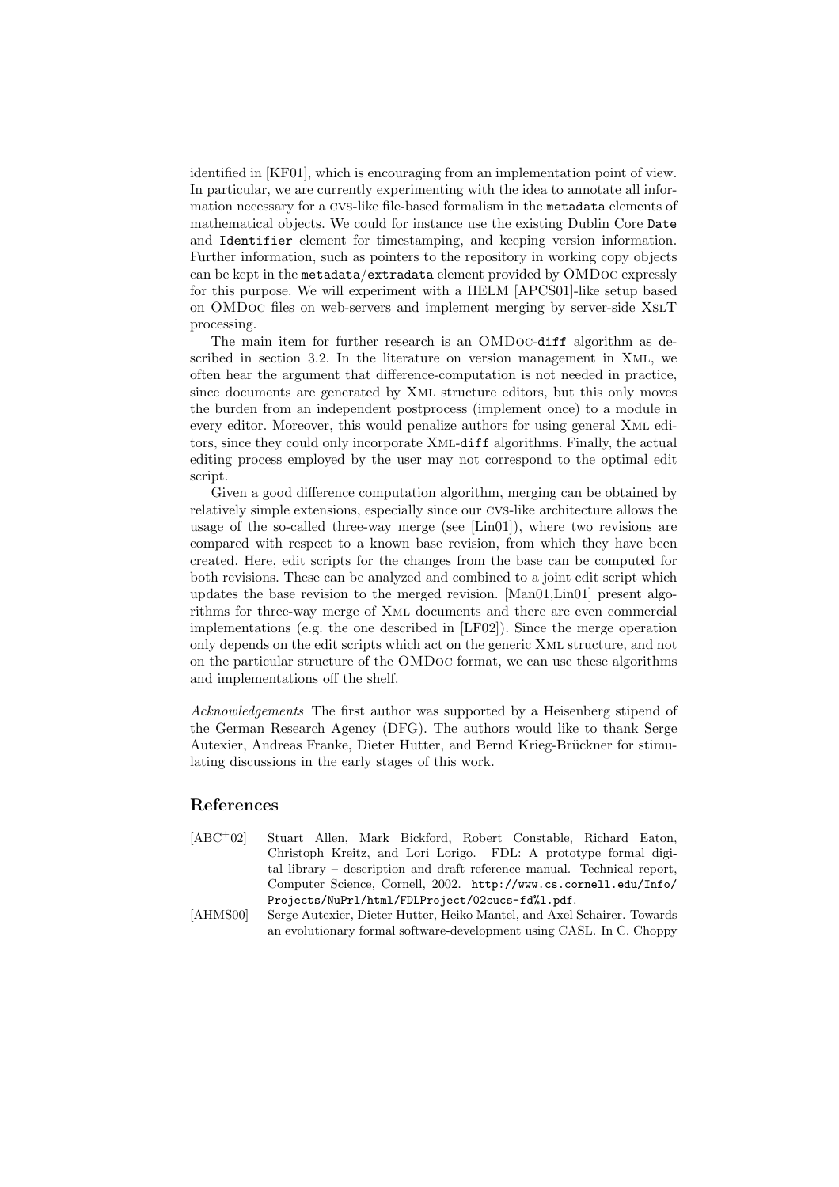identified in [KF01], which is encouraging from an implementation point of view. In particular, we are currently experimenting with the idea to annotate all information necessary for a CVS-like file-based formalism in the `metadata` elements of mathematical objects. We could for instance use the existing Dublin Core `Date` and `Identifier` element for timestamping, and keeping version information. Further information, such as pointers to the repository in working copy objects can be kept in the `metadata/extradata` element provided by OMDoc expressly for this purpose. We will experiment with a HELM [APCS01]-like setup based on OMDoc files on web-servers and implement merging by server-side XSLT processing.

The main item for further research is an OMDoc-`diff` algorithm as described in section 3.2. In the literature on version management in XML, we often hear the argument that difference-computation is not needed in practice, since documents are generated by XML structure editors, but this only moves the burden from an independent postprocess (implement once) to a module in every editor. Moreover, this would penalize authors for using general XML editors, since they could only incorporate XML-`diff` algorithms. Finally, the actual editing process employed by the user may not correspond to the optimal edit script.

Given a good difference computation algorithm, merging can be obtained by relatively simple extensions, especially since our CVS-like architecture allows the usage of the so-called three-way merge (see [Lin01]), where two revisions are compared with respect to a known base revision, from which they have been created. Here, edit scripts for the changes from the base can be computed for both revisions. These can be analyzed and combined to a joint edit script which updates the base revision to the merged revision. [Man01,Lin01] present algorithms for three-way merge of XML documents and there are even commercial implementations (e.g. the one described in [LF02]). Since the merge operation only depends on the edit scripts which act on the generic XML structure, and not on the particular structure of the OMDoc format, we can use these algorithms and implementations off the shelf.

*Acknowledgements* The first author was supported by a Heisenberg stipend of the German Research Agency (DFG). The authors would like to thank Serge Autexier, Andreas Franke, Dieter Hutter, and Bernd Krieg-Brückner for stimulating discussions in the early stages of this work.

## References

[ABC+02] Stuart Allen, Mark Bickford, Robert Constable, Richard Eaton, Christoph Kreitz, and Lori Lorigo. FDL: A prototype formal digital library – description and draft reference manual. Technical report, Computer Science, Cornell, 2002. `http://www.cs.cornell.edu/Info/Projects/NuPrl/html/FDLProject/02cucs-fd%l.pdf`.

[AHMS00] Serge Autexier, Dieter Hutter, Heiko Mantel, and Axel Schairer. Towards an evolutionary formal software-development using CASL. In C. Choppy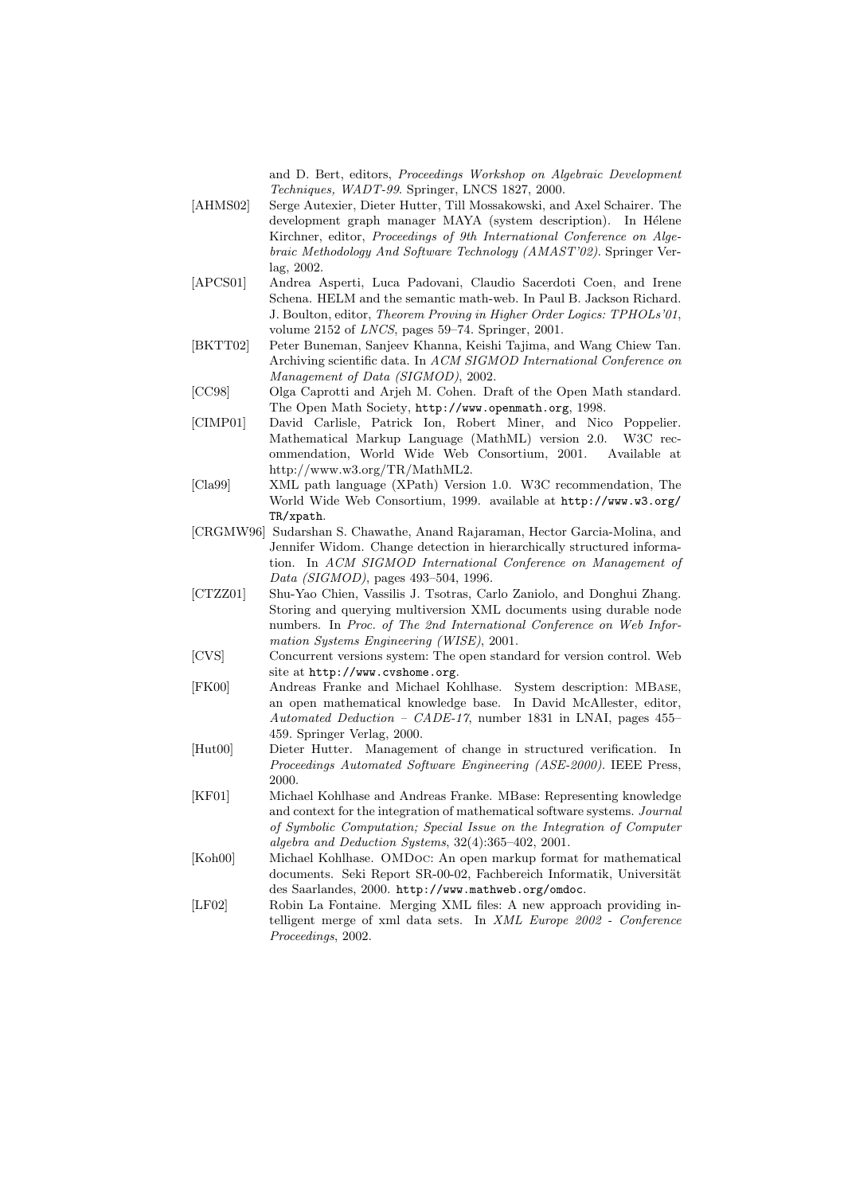and D. Bert, editors, *Proceedings Workshop on Algebraic Development Techniques, WADT-99*. Springer, LNCS 1827, 2000.

[AHMS02] Serge Autexier, Dieter Hutter, Till Mossakowski, and Axel Schairer. The development graph manager MAYA (system description). In Hélene Kirchner, editor, *Proceedings of 9th International Conference on Algebraic Methodology And Software Technology (AMAST'02)*. Springer Verlag, 2002.

[APCS01] Andrea Asperti, Luca Padovani, Claudio Sacerdoti Coen, and Irene Schena. HELM and the semantic math-web. In Paul B. Jackson Richard. J. Boulton, editor, *Theorem Proving in Higher Order Logics: TPHOLs'01*, volume 2152 of *LNCS*, pages 59–74. Springer, 2001.

[BKTT02] Peter Buneman, Sanjeev Khanna, Keishi Tajima, and Wang Chiew Tan. Archiving scientific data. In *ACM SIGMOD International Conference on Management of Data (SIGMOD)*, 2002.

[CC98] Olga Caprotti and Arjeh M. Cohen. Draft of the Open Math standard. The Open Math Society, `http://www.openmath.org`, 1998.

[CIMP01] David Carlisle, Patrick Ion, Robert Miner, and Nico Poppelier. Mathematical Markup Language (MathML) version 2.0. W3C recommendation, World Wide Web Consortium, 2001. Available at http://www.w3.org/TR/MathML2.

[Cla99] XML path language (XPath) Version 1.0. W3C recommendation, The World Wide Web Consortium, 1999. available at `http://www.w3.org/TR/xpath`.

[CRGMW96] Sudarshan S. Chawathe, Anand Rajaraman, Hector Garcia-Molina, and Jennifer Widom. Change detection in hierarchically structured information. In *ACM SIGMOD International Conference on Management of Data (SIGMOD)*, pages 493–504, 1996.

[CTZZ01] Shu-Yao Chien, Vassilis J. Tsotras, Carlo Zaniolo, and Donghui Zhang. Storing and querying multiversion XML documents using durable node numbers. In *Proc. of The 2nd International Conference on Web Information Systems Engineering (WISE)*, 2001.

[CVS] Concurrent versions system: The open standard for version control. Web site at `http://www.cvshome.org`.

[FK00] Andreas Franke and Michael Kohlhase. System description: MBase, an open mathematical knowledge base. In David McAllester, editor, *Automated Deduction – CADE-17*, number 1831 in LNAI, pages 455–459. Springer Verlag, 2000.

[Hut00] Dieter Hutter. Management of change in structured verification. In *Proceedings Automated Software Engineering (ASE-2000)*. IEEE Press, 2000.

[KF01] Michael Kohlhase and Andreas Franke. MBase: Representing knowledge and context for the integration of mathematical software systems. *Journal of Symbolic Computation; Special Issue on the Integration of Computer algebra and Deduction Systems*, 32(4):365–402, 2001.

[Koh00] Michael Kohlhase. OMDoc: An open markup format for mathematical documents. Seki Report SR-00-02, Fachbereich Informatik, Universität des Saarlandes, 2000. `http://www.mathweb.org/omdoc`.

[LF02] Robin La Fontaine. Merging XML files: A new approach providing intelligent merge of xml data sets. In *XML Europe 2002 - Conference Proceedings*, 2002.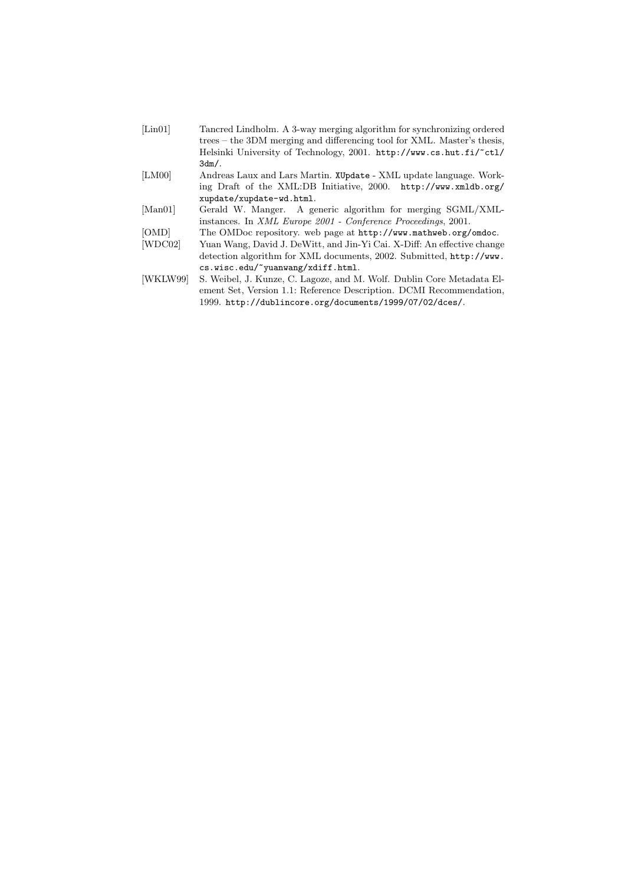[Lin01] Tancred Lindholm. A 3-way merging algorithm for synchronizing ordered trees – the 3DM merging and differencing tool for XML. Master's thesis, Helsinki University of Technology, 2001. `http://www.cs.hut.fi/~ctl/3dm/`.

[LM00] Andreas Laux and Lars Martin. `XUpdate` - XML update language. Working Draft of the XML:DB Initiative, 2000. `http://www.xmldb.org/xupdate/xupdate-wd.html`.

[Man01] Gerald W. Manger. A generic algorithm for merging SGML/XML-instances. In *XML Europe 2001 - Conference Proceedings*, 2001.

[OMD] The OMDoc repository. web page at `http://www.mathweb.org/omdoc`.

[WDC02] Yuan Wang, David J. DeWitt, and Jin-Yi Cai. X-Diff: An effective change detection algorithm for XML documents, 2002. Submitted, `http://www.cs.wisc.edu/~yuanwang/xdiff.html`.

[WKLW99] S. Weibel, J. Kunze, C. Lagoze, and M. Wolf. Dublin Core Metadata Element Set, Version 1.1: Reference Description. DCMI Recommendation, 1999. `http://dublincore.org/documents/1999/07/02/dces/`.